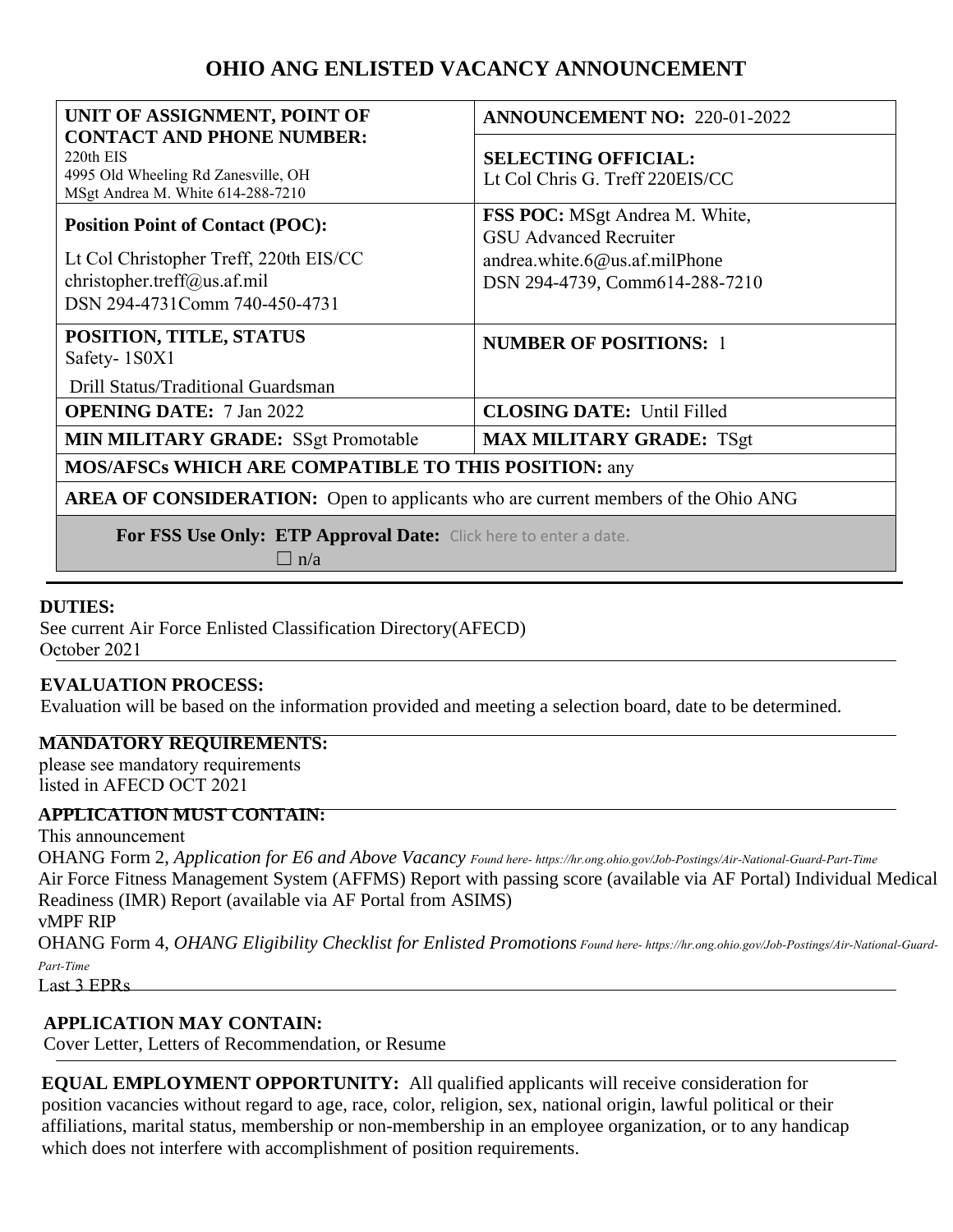# OHIO ANG ENLISTED VACANCY ANNOUNCEMENT

| | |
|---|---|
| **UNIT OF ASSIGNMENT, POINT OF CONTACT AND PHONE NUMBER:**<br>220th EIS<br>4995 Old Wheeling Rd Zanesville, OH<br>MSgt Andrea M. White 614-288-7210 | **ANNOUNCEMENT NO:** 220-01-2022<br><br>**SELECTING OFFICIAL:**<br>Lt Col Chris G. Treff 220EIS/CC |
| **Position Point of Contact (POC):**<br>Lt Col Christopher Treff, 220th EIS/CC<br>christopher.treff@us.af.mil<br>DSN 294-4731Comm 740-450-4731 | **FSS POC:** MSgt Andrea M. White,<br>GSU Advanced Recruiter<br>andrea.white.6@us.af.milPhone<br>DSN 294-4739, Comm614-288-7210 |
| **POSITION, TITLE, STATUS**<br>Safety- 1S0X1<br>Drill Status/Traditional Guardsman | **NUMBER OF POSITIONS:** 1 |
| **OPENING DATE:** 7 Jan 2022 | **CLOSING DATE:** Until Filled |
| **MIN MILITARY GRADE:** SSgt Promotable | **MAX MILITARY GRADE:** TSgt |
| **MOS/AFSCs WHICH ARE COMPATIBLE TO THIS POSITION:** any | |
| **AREA OF CONSIDERATION:** Open to applicants who are current members of the Ohio ANG | |
| **For FSS Use Only: ETP Approval Date:** Click here to enter a date.<br>☐ n/a | |

**DUTIES:**

See current Air Force Enlisted Classification Directory(AFECD) October 2021

**EVALUATION PROCESS:**

Evaluation will be based on the information provided and meeting a selection board, date to be determined.

**MANDATORY REQUIREMENTS:**

please see mandatory requirements listed in AFECD OCT 2021

**APPLICATION MUST CONTAIN:**

This announcement

OHANG Form 2, *Application for E6 and Above Vacancy* *Found here- https://hr.ong.ohio.gov/Job-Postings/Air-National-Guard-Part-Time*

Air Force Fitness Management System (AFFMS) Report with passing score (available via AF Portal) Individual Medical Readiness (IMR) Report (available via AF Portal from ASIMS)

vMPF RIP

OHANG Form 4, *OHANG Eligibility Checklist for Enlisted Promotions* *Found here- https://hr.ong.ohio.gov/Job-Postings/Air-National-Guard-Part-Time*

Last 3 EPRs

**APPLICATION MAY CONTAIN:**

Cover Letter, Letters of Recommendation, or Resume

**EQUAL EMPLOYMENT OPPORTUNITY:** All qualified applicants will receive consideration for position vacancies without regard to age, race, color, religion, sex, national origin, lawful political or their affiliations, marital status, membership or non-membership in an employee organization, or to any handicap which does not interfere with accomplishment of position requirements.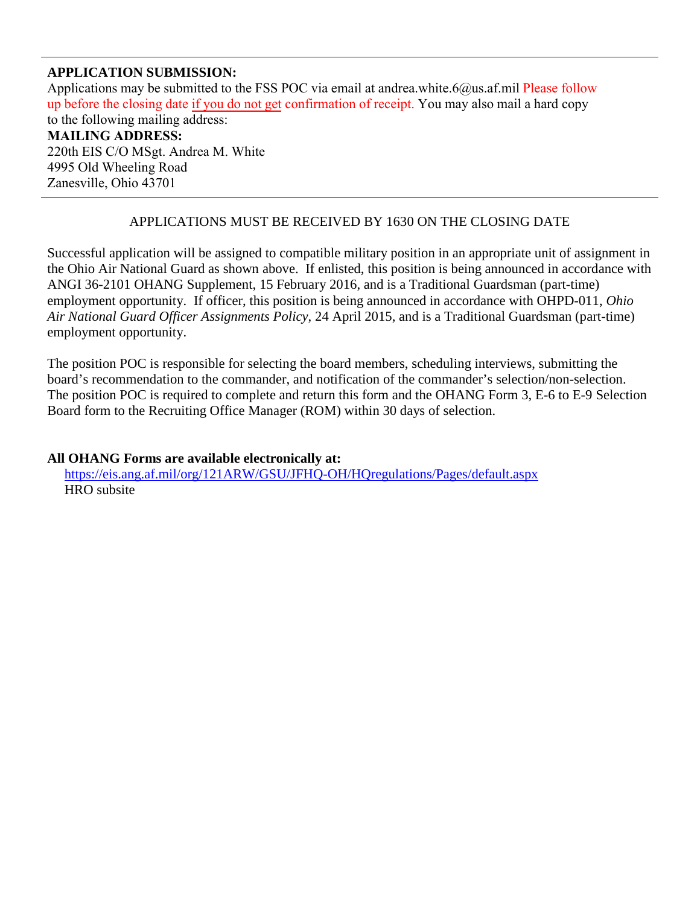**APPLICATION SUBMISSION:**
Applications may be submitted to the FSS POC via email at andrea.white.6@us.af.mil Please follow up before the closing date if you do not get confirmation of receipt. You may also mail a hard copy to the following mailing address:

**MAILING ADDRESS:**
220th EIS C/O MSgt. Andrea M. White
4995 Old Wheeling Road
Zanesville, Ohio 43701

---

APPLICATIONS MUST BE RECEIVED BY 1630 ON THE CLOSING DATE

Successful application will be assigned to compatible military position in an appropriate unit of assignment in the Ohio Air National Guard as shown above. If enlisted, this position is being announced in accordance with ANGI 36-2101 OHANG Supplement, 15 February 2016, and is a Traditional Guardsman (part-time) employment opportunity. If officer, this position is being announced in accordance with OHPD-011, *Ohio Air National Guard Officer Assignments Policy*, 24 April 2015, and is a Traditional Guardsman (part-time) employment opportunity.

The position POC is responsible for selecting the board members, scheduling interviews, submitting the board's recommendation to the commander, and notification of the commander's selection/non-selection. The position POC is required to complete and return this form and the OHANG Form 3, E-6 to E-9 Selection Board form to the Recruiting Office Manager (ROM) within 30 days of selection.

**All OHANG Forms are available electronically at:**

https://eis.ang.af.mil/org/121ARW/GSU/JFHQ-OH/HQregulations/Pages/default.aspx
HRO subsite